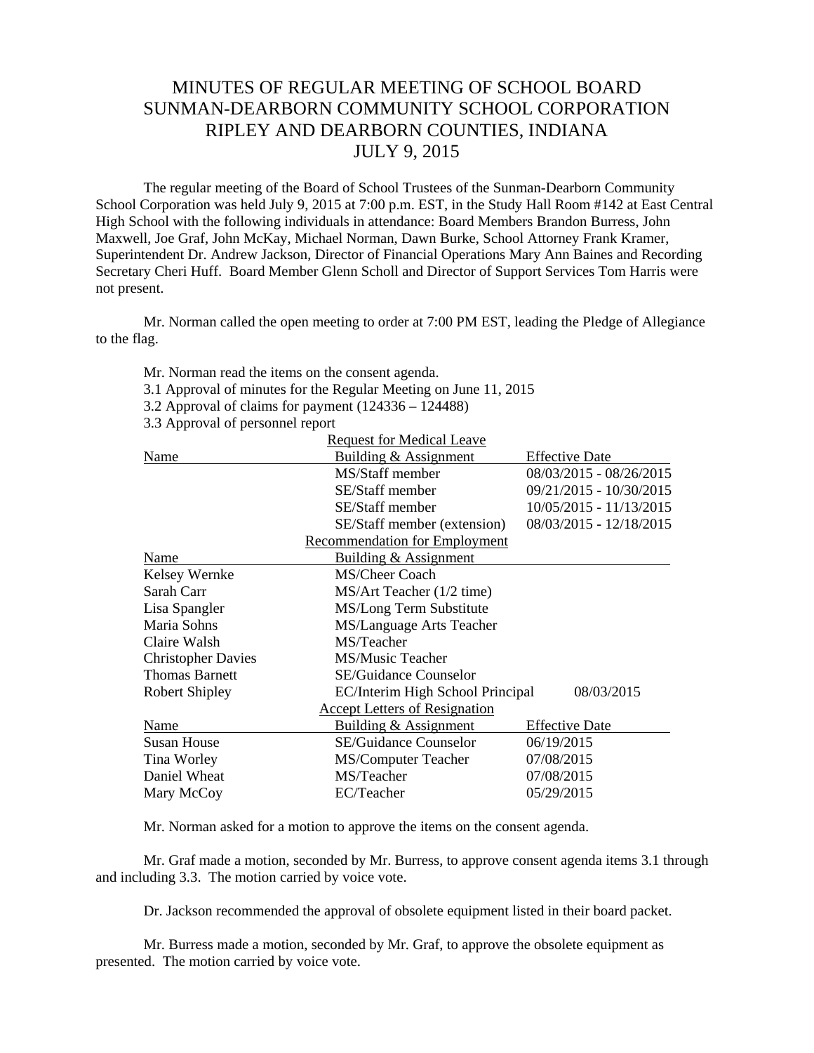# MINUTES OF REGULAR MEETING OF SCHOOL BOARD
# SUNMAN-DEARBORN COMMUNITY SCHOOL CORPORATION
# RIPLEY AND DEARBORN COUNTIES, INDIANA
# JULY 9, 2015

The regular meeting of the Board of School Trustees of the Sunman-Dearborn Community School Corporation was held July 9, 2015 at 7:00 p.m. EST, in the Study Hall Room #142 at East Central High School with the following individuals in attendance: Board Members Brandon Burress, John Maxwell, Joe Graf, John McKay, Michael Norman, Dawn Burke, School Attorney Frank Kramer, Superintendent Dr. Andrew Jackson, Director of Financial Operations Mary Ann Baines and Recording Secretary Cheri Huff. Board Member Glenn Scholl and Director of Support Services Tom Harris were not present.

Mr. Norman called the open meeting to order at 7:00 PM EST, leading the Pledge of Allegiance to the flag.

Mr. Norman read the items on the consent agenda.

3.1 Approval of minutes for the Regular Meeting on June 11, 2015

3.2 Approval of claims for payment (124336 – 124488)

3.3 Approval of personnel report

**Request for Medical Leave**

| Name | Building & Assignment | Effective Date |
|---|---|---|
| | MS/Staff member | 08/03/2015 - 08/26/2015 |
| | SE/Staff member | 09/21/2015 - 10/30/2015 |
| | SE/Staff member | 10/05/2015 - 11/13/2015 |
| | SE/Staff member (extension) | 08/03/2015 - 12/18/2015 |

**Recommendation for Employment**

| Name | Building & Assignment | |
|---|---|---|
| Kelsey Wernke | MS/Cheer Coach | |
| Sarah Carr | MS/Art Teacher (1/2 time) | |
| Lisa Spangler | MS/Long Term Substitute | |
| Maria Sohns | MS/Language Arts Teacher | |
| Claire Walsh | MS/Teacher | |
| Christopher Davies | MS/Music Teacher | |
| Thomas Barnett | SE/Guidance Counselor | |
| Robert Shipley | EC/Interim High School Principal | 08/03/2015 |

**Accept Letters of Resignation**

| Name | Building & Assignment | Effective Date |
|---|---|---|
| Susan House | SE/Guidance Counselor | 06/19/2015 |
| Tina Worley | MS/Computer Teacher | 07/08/2015 |
| Daniel Wheat | MS/Teacher | 07/08/2015 |
| Mary McCoy | EC/Teacher | 05/29/2015 |

Mr. Norman asked for a motion to approve the items on the consent agenda.

Mr. Graf made a motion, seconded by Mr. Burress, to approve consent agenda items 3.1 through and including 3.3. The motion carried by voice vote.

Dr. Jackson recommended the approval of obsolete equipment listed in their board packet.

Mr. Burress made a motion, seconded by Mr. Graf, to approve the obsolete equipment as presented. The motion carried by voice vote.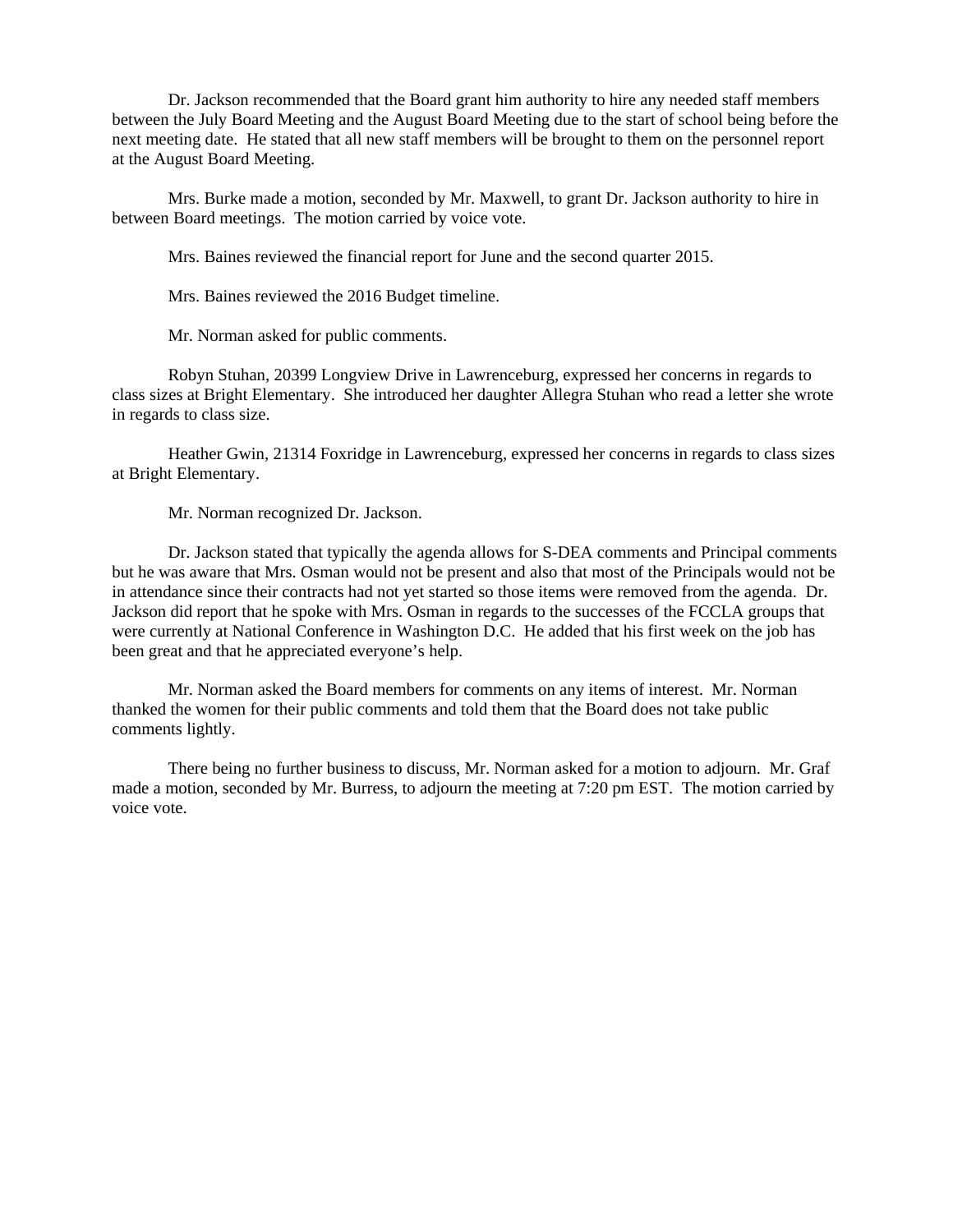Dr. Jackson recommended that the Board grant him authority to hire any needed staff members between the July Board Meeting and the August Board Meeting due to the start of school being before the next meeting date. He stated that all new staff members will be brought to them on the personnel report at the August Board Meeting.

Mrs. Burke made a motion, seconded by Mr. Maxwell, to grant Dr. Jackson authority to hire in between Board meetings. The motion carried by voice vote.

Mrs. Baines reviewed the financial report for June and the second quarter 2015.

Mrs. Baines reviewed the 2016 Budget timeline.

Mr. Norman asked for public comments.

Robyn Stuhan, 20399 Longview Drive in Lawrenceburg, expressed her concerns in regards to class sizes at Bright Elementary. She introduced her daughter Allegra Stuhan who read a letter she wrote in regards to class size.

Heather Gwin, 21314 Foxridge in Lawrenceburg, expressed her concerns in regards to class sizes at Bright Elementary.

Mr. Norman recognized Dr. Jackson.

Dr. Jackson stated that typically the agenda allows for S-DEA comments and Principal comments but he was aware that Mrs. Osman would not be present and also that most of the Principals would not be in attendance since their contracts had not yet started so those items were removed from the agenda. Dr. Jackson did report that he spoke with Mrs. Osman in regards to the successes of the FCCLA groups that were currently at National Conference in Washington D.C. He added that his first week on the job has been great and that he appreciated everyone's help.

Mr. Norman asked the Board members for comments on any items of interest. Mr. Norman thanked the women for their public comments and told them that the Board does not take public comments lightly.

There being no further business to discuss, Mr. Norman asked for a motion to adjourn. Mr. Graf made a motion, seconded by Mr. Burress, to adjourn the meeting at 7:20 pm EST. The motion carried by voice vote.